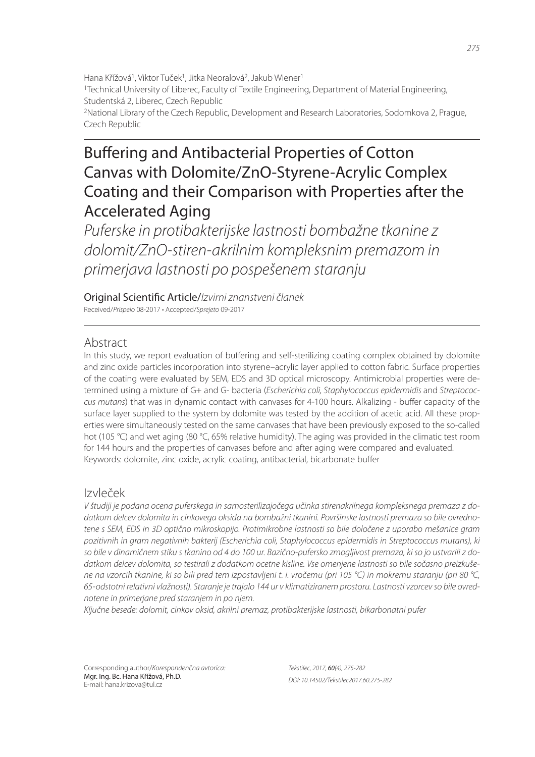Hana Křížová[1], Viktor Tuček[1], Jitka Neoralová[2], Jakub Wiener[1]

[1]Technical University of Liberec, Faculty of Textile Engineering, Department of Material Engineering, Studentská 2, Liberec, Czech Republic

[2]National Library of the Czech Republic, Development and Research Laboratories, Sodomkova 2, Prague, Czech Republic

# Buffering and Antibacterial Properties of Cotton Canvas with Dolomite/ZnO-Styrene-Acrylic Complex Coating and their Comparison with Properties after the Accelerated Aging

*Puferske in protibakterijske lastnosti bombažne tkanine z dolomit/ZnO-stiren-akrilnim kompleksnim premazom in primerjava lastnosti po pospešenem staranju*

Original Scientific Article/*Izvirni znanstveni članek*

Received/*Prispelo* 08-2017 • Accepted/*Sprejeto* 09-2017

## Abstract

In this study, we report evaluation of buffering and self-sterilizing coating complex obtained by dolomite and zinc oxide particles incorporation into styrene–acrylic layer applied to cotton fabric. Surface properties of the coating were evaluated by SEM, EDS and 3D optical microscopy. Antimicrobial properties were determined using a mixture of G+ and G- bacteria (*Escherichia coli, Staphylococcus epidermidis* and *Streptococcus mutans*) that was in dynamic contact with canvases for 4-100 hours. Alkalizing - buffer capacity of the surface layer supplied to the system by dolomite was tested by the addition of acetic acid. All these properties were simultaneously tested on the same canvases that have been previously exposed to the so-called hot (105 °C) and wet aging (80 °C, 65% relative humidity). The aging was provided in the climatic test room for 144 hours and the properties of canvases before and after aging were compared and evaluated.

Keywords: dolomite, zinc oxide, acrylic coating, antibacterial, bicarbonate buffer

## Izvleček

*V študiji je podana ocena puferskega in samosterilizajočega učinka stirenakrilnega kompleksnega premaza z dodatkom delcev dolomita in cinkovega oksida na bombažni tkanini. Površinske lastnosti premaza so bile ovrednotene s SEM, EDS in 3D optično mikroskopijo. Protimikrobne lastnosti so bile določene z uporabo mešanice gram pozitivnih in gram negativnih bakterij (Escherichia coli, Staphylococcus epidermidis in Streptococcus mutans), ki so bile v dinamičnem stiku s tkanino od 4 do 100 ur. Bazično-pufersko zmogljivost premaza, ki so jo ustvarili z dodatkom delcev dolomita, so testirali z dodatkom ocetne kisline. Vse omenjene lastnosti so bile sočasno preizkušene na vzorcih tkanine, ki so bili pred tem izpostavljeni t. i. vročemu (pri 105 °C) in mokremu staranju (pri 80 °C, 65-odstotni relativni vlažnosti). Staranje je trajalo 144 ur v klimatiziranem prostoru. Lastnosti vzorcev so bile ovrednotene in primerjane pred staranjem in po njem.*

*Ključne besede: dolomit, cinkov oksid, akrilni premaz, protibakterijske lastnosti, bikarbonatni pufer*

Corresponding author/*Korespondenčna avtorica:*
Mgr. Ing. Bc. Hana Křížová, Ph.D.
E-mail: hana.krizova@tul.cz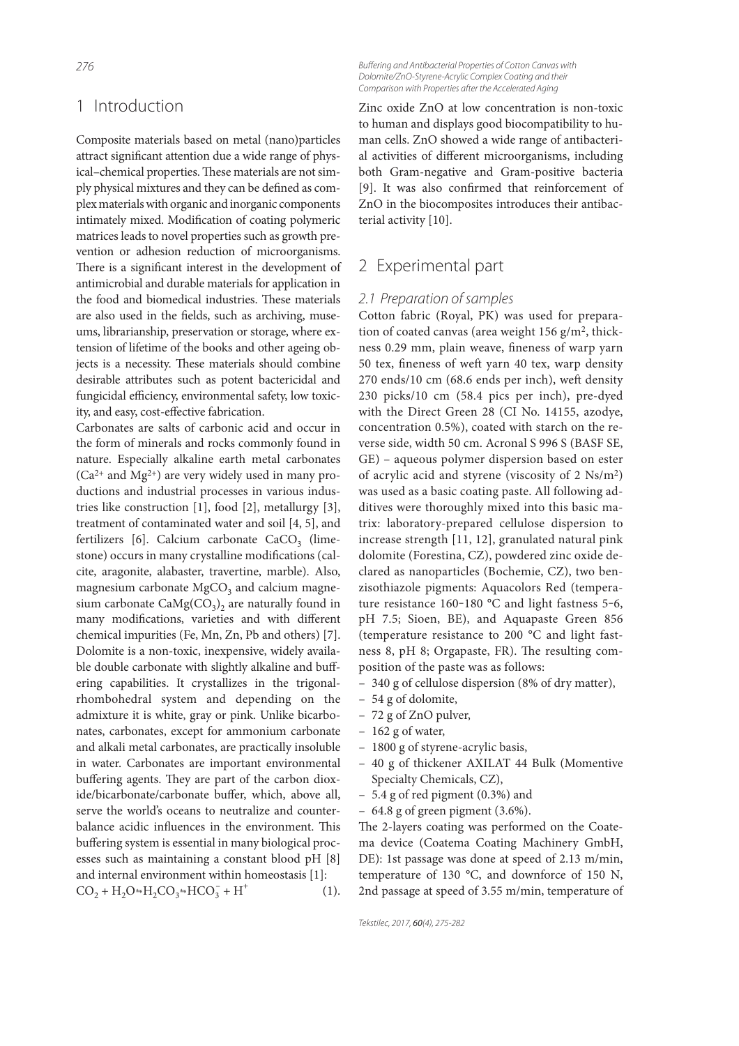## 1 Introduction

Composite materials based on metal (nano)particles attract significant attention due a wide range of physical–chemical properties. These materials are not simply physical mixtures and they can be defined as complex materials with organic and inorganic components intimately mixed. Modification of coating polymeric matrices leads to novel properties such as growth prevention or adhesion reduction of microorganisms. There is a significant interest in the development of antimicrobial and durable materials for application in the food and biomedical industries. These materials are also used in the fields, such as archiving, museums, librarianship, preservation or storage, where extension of lifetime of the books and other ageing objects is a necessity. These materials should combine desirable attributes such as potent bactericidal and fungicidal efficiency, environmental safety, low toxicity, and easy, cost-effective fabrication.

Carbonates are salts of carbonic acid and occur in the form of minerals and rocks commonly found in nature. Especially alkaline earth metal carbonates ($Ca^{2+}$ and $Mg^{2+}$) are very widely used in many productions and industrial processes in various industries like construction [1], food [2], metallurgy [3], treatment of contaminated water and soil [4, 5], and fertilizers [6]. Calcium carbonate $CaCO_3$ (limestone) occurs in many crystalline modifications (calcite, aragonite, alabaster, travertine, marble). Also, magnesium carbonate $MgCO_3$ and calcium magnesium carbonate $CaMg(CO_3)_2$ are naturally found in many modifications, varieties and with different chemical impurities (Fe, Mn, Zn, Pb and others) [7]. Dolomite is a non-toxic, inexpensive, widely available double carbonate with slightly alkaline and buffering capabilities. It crystallizes in the trigonal-rhombohedral system and depending on the admixture it is white, gray or pink. Unlike bicarbonates, carbonates, except for ammonium carbonate and alkali metal carbonates, are practically insoluble in water. Carbonates are important environmental buffering agents. They are part of the carbon dioxide/bicarbonate/carbonate buffer, which, above all, serve the world's oceans to neutralize and counterbalance acidic influences in the environment. This buffering system is essential in many biological processes such as maintaining a constant blood pH [8] and internal environment within homeostasis [1]:

$$CO_2 + H_2O \rightleftharpoons H_2CO_3 \rightleftharpoons HCO_3^- + H^+ \quad (1).$$

Zinc oxide ZnO at low concentration is non-toxic to human and displays good biocompatibility to human cells. ZnO showed a wide range of antibacterial activities of different microorganisms, including both Gram-negative and Gram-positive bacteria [9]. It was also confirmed that reinforcement of ZnO in the biocomposites introduces their antibacterial activity [10].

## 2 Experimental part

### 2.1 Preparation of samples

Cotton fabric (Royal, PK) was used for preparation of coated canvas (area weight 156 g/m$^2$, thickness 0.29 mm, plain weave, fineness of warp yarn 50 tex, fineness of weft yarn 40 tex, warp density 270 ends/10 cm (68.6 ends per inch), weft density 230 picks/10 cm (58.4 pics per inch), pre-dyed with the Direct Green 28 (CI No. 14155, azodye, concentration 0.5%), coated with starch on the reverse side, width 50 cm. Acronal S 996 S (BASF SE, GE) – aqueous polymer dispersion based on ester of acrylic acid and styrene (viscosity of 2 Ns/m$^2$) was used as a basic coating paste. All following additives were thoroughly mixed into this basic matrix: laboratory-prepared cellulose dispersion to increase strength [11, 12], granulated natural pink dolomite (Forestina, CZ), powdered zinc oxide declared as nanoparticles (Bochemie, CZ), two benzisothiazole pigments: Aquacolors Red (temperature resistance 160–180 °C and light fastness 5–6, pH 7.5; Sioen, BE), and Aquapaste Green 856 (temperature resistance to 200 °C and light fastness 8, pH 8; Orgapaste, FR). The resulting composition of the paste was as follows:

- 340 g of cellulose dispersion (8% of dry matter),
- 54 g of dolomite,
- 72 g of ZnO pulver,
- 162 g of water,
- 1800 g of styrene-acrylic basis,
- 40 g of thickener AXILAT 44 Bulk (Momentive Specialty Chemicals, CZ),
- 5.4 g of red pigment (0.3%) and
- 64.8 g of green pigment (3.6%).

The 2-layers coating was performed on the Coatema device (Coatema Coating Machinery GmbH, DE): 1st passage was done at speed of 2.13 m/min, temperature of 130 °C, and downforce of 150 N, 2nd passage at speed of 3.55 m/min, temperature of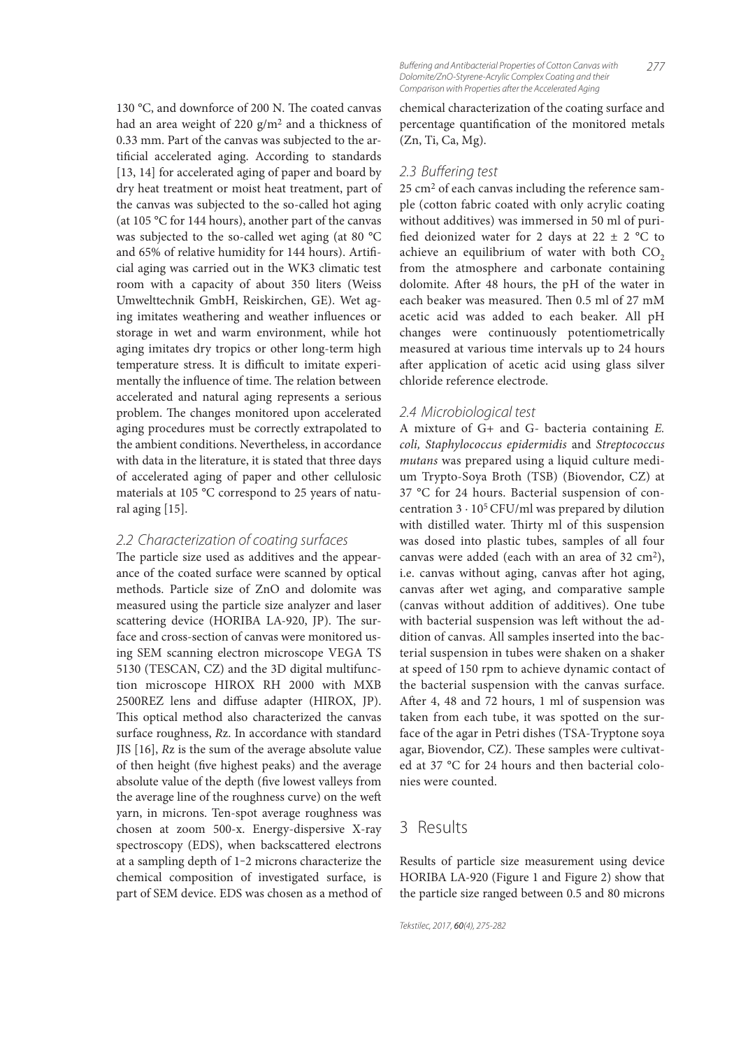130 °C, and downforce of 200 N. The coated canvas had an area weight of 220 g/m$^2$ and a thickness of 0.33 mm. Part of the canvas was subjected to the artificial accelerated aging. According to standards [13, 14] for accelerated aging of paper and board by dry heat treatment or moist heat treatment, part of the canvas was subjected to the so-called hot aging (at 105 °C for 144 hours), another part of the canvas was subjected to the so-called wet aging (at 80 °C and 65% of relative humidity for 144 hours). Artificial aging was carried out in the WK3 climatic test room with a capacity of about 350 liters (Weiss Umwelttechnik GmbH, Reiskirchen, GE). Wet aging imitates weathering and weather influences or storage in wet and warm environment, while hot aging imitates dry tropics or other long-term high temperature stress. It is difficult to imitate experimentally the influence of time. The relation between accelerated and natural aging represents a serious problem. The changes monitored upon accelerated aging procedures must be correctly extrapolated to the ambient conditions. Nevertheless, in accordance with data in the literature, it is stated that three days of accelerated aging of paper and other cellulosic materials at 105 °C correspond to 25 years of natural aging [15].

### 2.2 Characterization of coating surfaces

The particle size used as additives and the appearance of the coated surface were scanned by optical methods. Particle size of ZnO and dolomite was measured using the particle size analyzer and laser scattering device (HORIBA LA-920, JP). The surface and cross-section of canvas were monitored using SEM scanning electron microscope VEGA TS 5130 (TESCAN, CZ) and the 3D digital multifunction microscope HIROX RH 2000 with MXB 2500REZ lens and diffuse adapter (HIROX, JP). This optical method also characterized the canvas surface roughness, *Rz*. In accordance with standard JIS [16], *Rz* is the sum of the average absolute value of then height (five highest peaks) and the average absolute value of the depth (five lowest valleys from the average line of the roughness curve) on the weft yarn, in microns. Ten-spot average roughness was chosen at zoom 500-x. Energy-dispersive X-ray spectroscopy (EDS), when backscattered electrons at a sampling depth of 1–2 microns characterize the chemical composition of investigated surface, is part of SEM device. EDS was chosen as a method of chemical characterization of the coating surface and percentage quantification of the monitored metals (Zn, Ti, Ca, Mg).

### 2.3 Buffering test

25 cm$^2$ of each canvas including the reference sample (cotton fabric coated with only acrylic coating without additives) was immersed in 50 ml of purified deionized water for 2 days at 22 ± 2 °C to achieve an equilibrium of water with both $CO_2$ from the atmosphere and carbonate containing dolomite. After 48 hours, the pH of the water in each beaker was measured. Then 0.5 ml of 27 mM acetic acid was added to each beaker. All pH changes were continuously potentiometrically measured at various time intervals up to 24 hours after application of acetic acid using glass silver chloride reference electrode.

### 2.4 Microbiological test

A mixture of G+ and G- bacteria containing *E. coli, Staphylococcus epidermidis* and *Streptococcus mutans* was prepared using a liquid culture medium Trypto-Soya Broth (TSB) (Biovendor, CZ) at 37 °C for 24 hours. Bacterial suspension of concentration $3 \cdot 10^5$ CFU/ml was prepared by dilution with distilled water. Thirty ml of this suspension was dosed into plastic tubes, samples of all four canvas were added (each with an area of 32 cm$^2$), i.e. canvas without aging, canvas after hot aging, canvas after wet aging, and comparative sample (canvas without addition of additives). One tube with bacterial suspension was left without the addition of canvas. All samples inserted into the bacterial suspension in tubes were shaken on a shaker at speed of 150 rpm to achieve dynamic contact of the bacterial suspension with the canvas surface. After 4, 48 and 72 hours, 1 ml of suspension was taken from each tube, it was spotted on the surface of the agar in Petri dishes (TSA-Tryptone soya agar, Biovendor, CZ). These samples were cultivated at 37 °C for 24 hours and then bacterial colonies were counted.

## 3 Results

Results of particle size measurement using device HORIBA LA-920 (Figure 1 and Figure 2) show that the particle size ranged between 0.5 and 80 microns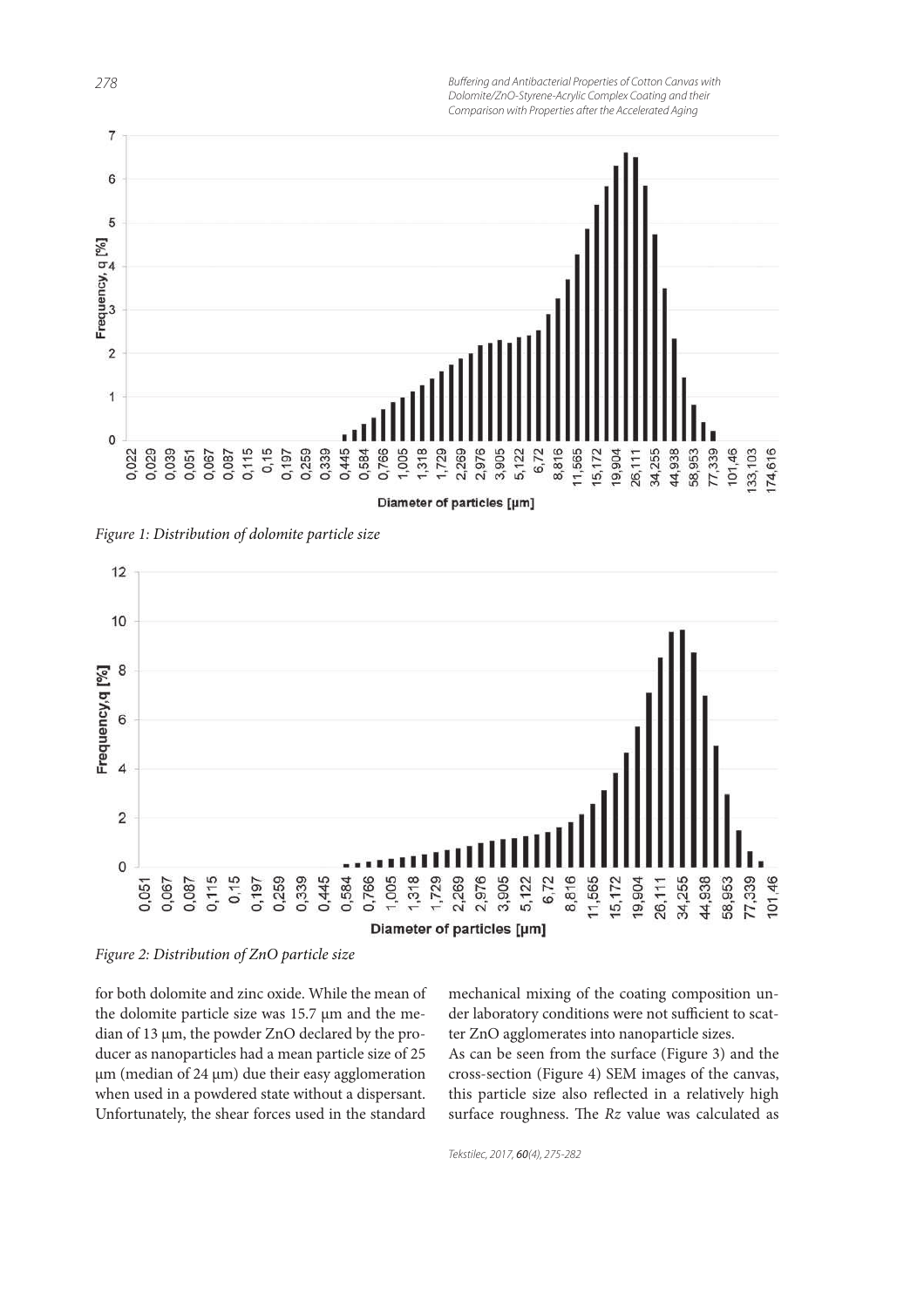Figure 1: Distribution of dolomite particle size

Figure 2: Distribution of ZnO particle size

for both dolomite and zinc oxide. While the mean of the dolomite particle size was 15.7 µm and the median of 13 µm, the powder ZnO declared by the producer as nanoparticles had a mean particle size of 25 µm (median of 24 µm) due their easy agglomeration when used in a powdered state without a dispersant. Unfortunately, the shear forces used in the standard mechanical mixing of the coating composition under laboratory conditions were not sufficient to scatter ZnO agglomerates into nanoparticle sizes.

As can be seen from the surface (Figure 3) and the cross-section (Figure 4) SEM images of the canvas, this particle size also reflected in a relatively high surface roughness. The *Rz* value was calculated as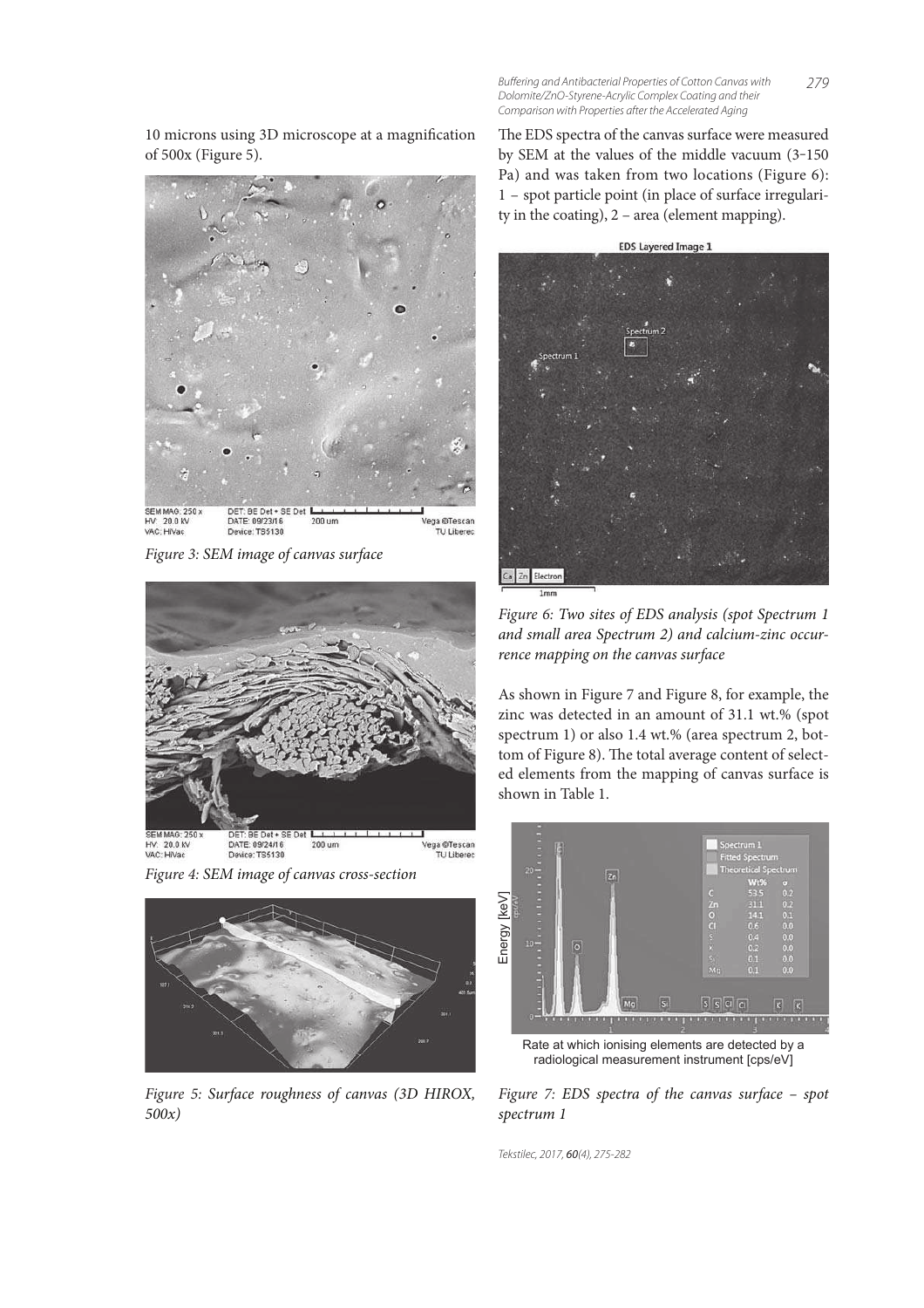10 microns using 3D microscope at a magnification of 500x (Figure 5).

*Figure 3: SEM image of canvas surface*

*Figure 4: SEM image of canvas cross-section*

*Figure 5: Surface roughness of canvas (3D HIROX, 500x)*

The EDS spectra of the canvas surface were measured by SEM at the values of the middle vacuum (3–150 Pa) and was taken from two locations (Figure 6): 1 – spot particle point (in place of surface irregularity in the coating), 2 – area (element mapping).

*Figure 6: Two sites of EDS analysis (spot Spectrum 1 and small area Spectrum 2) and calcium-zinc occurrence mapping on the canvas surface*

As shown in Figure 7 and Figure 8, for example, the zinc was detected in an amount of 31.1 wt.% (spot spectrum 1) or also 1.4 wt.% (area spectrum 2, bottom of Figure 8). The total average content of selected elements from the mapping of canvas surface is shown in Table 1.

*Figure 7: EDS spectra of the canvas surface – spot spectrum 1*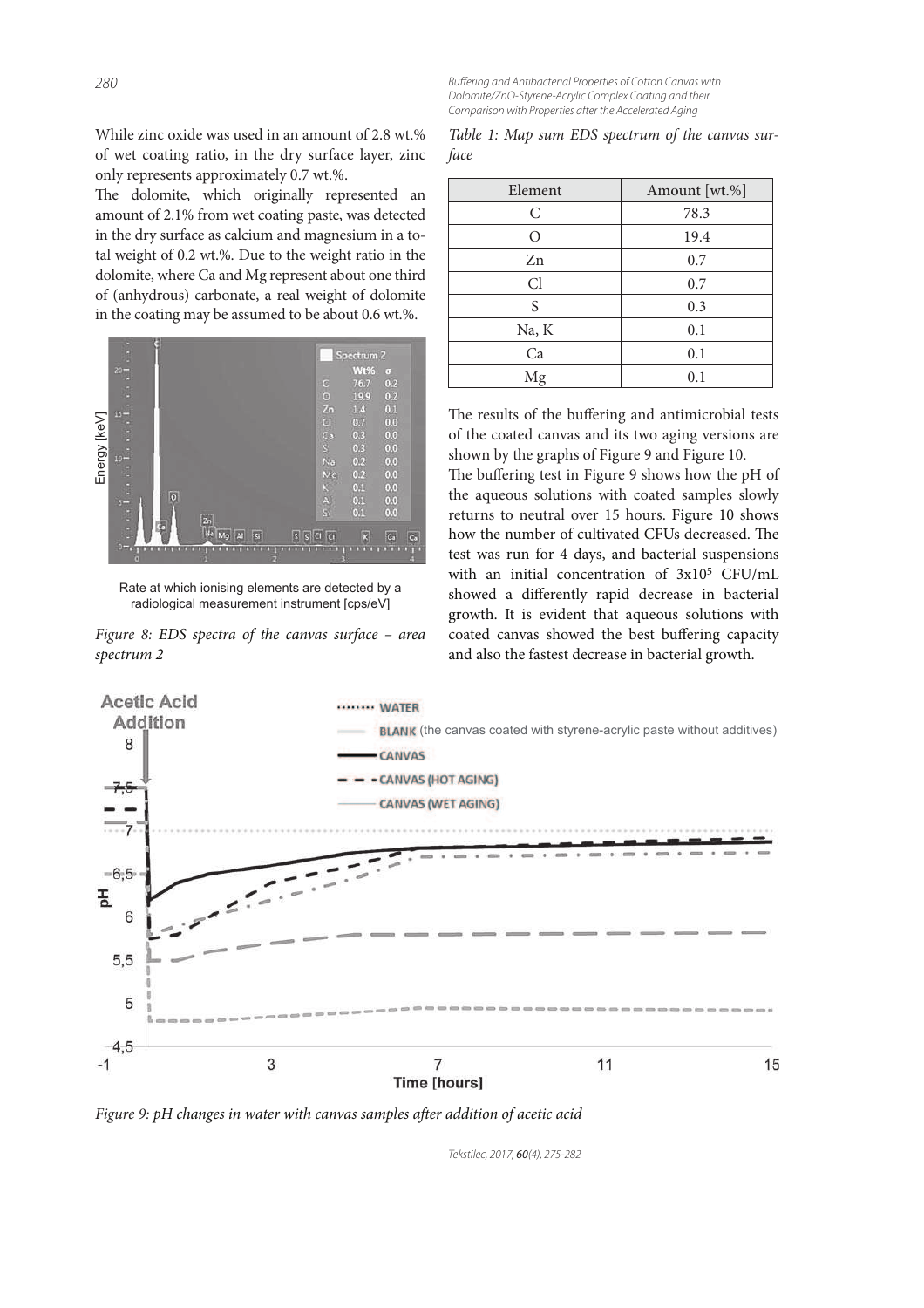While zinc oxide was used in an amount of 2.8 wt.% of wet coating ratio, in the dry surface layer, zinc only represents approximately 0.7 wt.%.

The dolomite, which originally represented an amount of 2.1% from wet coating paste, was detected in the dry surface as calcium and magnesium in a total weight of 0.2 wt.%. Due to the weight ratio in the dolomite, where Ca and Mg represent about one third of (anhydrous) carbonate, a real weight of dolomite in the coating may be assumed to be about 0.6 wt.%.

Rate at which ionising elements are detected by a radiological measurement instrument [cps/eV]

*Figure 8: EDS spectra of the canvas surface – area spectrum 2*

*Table 1: Map sum EDS spectrum of the canvas surface*

| Element | Amount [wt.%] |
|---|---|
| C | 78.3 |
| O | 19.4 |
| Zn | 0.7 |
| Cl | 0.7 |
| S | 0.3 |
| Na, K | 0.1 |
| Ca | 0.1 |
| Mg | 0.1 |

The results of the buffering and antimicrobial tests of the coated canvas and its two aging versions are shown by the graphs of Figure 9 and Figure 10.

The buffering test in Figure 9 shows how the pH of the aqueous solutions with coated samples slowly returns to neutral over 15 hours. Figure 10 shows how the number of cultivated CFUs decreased. The test was run for 4 days, and bacterial suspensions with an initial concentration of $3 \times 10^5$ CFU/mL showed a differently rapid decrease in bacterial growth. It is evident that aqueous solutions with coated canvas showed the best buffering capacity and also the fastest decrease in bacterial growth.

*Figure 9: pH changes in water with canvas samples after addition of acetic acid*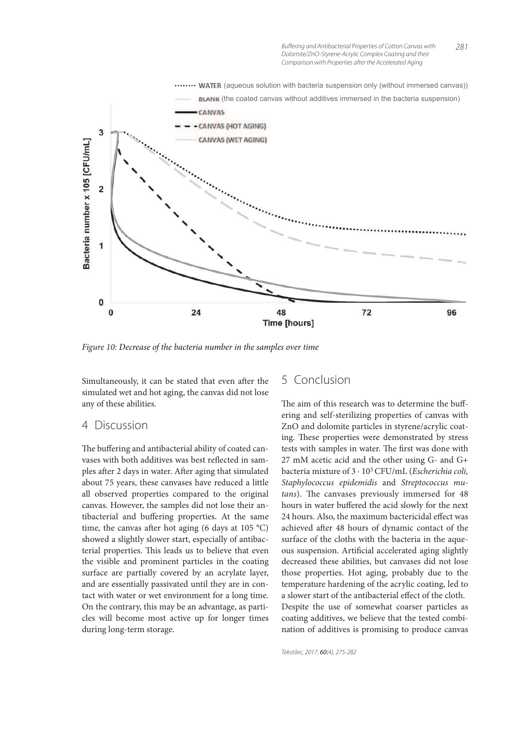Figure 10: Decrease of the bacteria number in the samples over time

Simultaneously, it can be stated that even after the simulated wet and hot aging, the canvas did not lose any of these abilities.

## 4 Discussion

The buffering and antibacterial ability of coated canvases with both additives was best reflected in samples after 2 days in water. After aging that simulated about 75 years, these canvases have reduced a little all observed properties compared to the original canvas. However, the samples did not lose their antibacterial and buffering properties. At the same time, the canvas after hot aging (6 days at 105 °C) showed a slightly slower start, especially of antibacterial properties. This leads us to believe that even the visible and prominent particles in the coating surface are partially covered by an acrylate layer, and are essentially passivated until they are in contact with water or wet environment for a long time. On the contrary, this may be an advantage, as particles will become most active up for longer times during long-term storage.

## 5 Conclusion

The aim of this research was to determine the buffering and self-sterilizing properties of canvas with ZnO and dolomite particles in styrene/acrylic coating. These properties were demonstrated by stress tests with samples in water. The first was done with 27 mM acetic acid and the other using G- and G+ bacteria mixture of $3 \cdot 10^5$ CFU/mL (*Escherichia coli, Staphylococcus epidemidis* and *Streptococcus mutans*). The canvases previously immersed for 48 hours in water buffered the acid slowly for the next 24 hours. Also, the maximum bactericidal effect was achieved after 48 hours of dynamic contact of the surface of the cloths with the bacteria in the aqueous suspension. Artificial accelerated aging slightly decreased these abilities, but canvases did not lose those properties. Hot aging, probably due to the temperature hardening of the acrylic coating, led to a slower start of the antibacterial effect of the cloth.

Despite the use of somewhat coarser particles as coating additives, we believe that the tested combination of additives is promising to produce canvas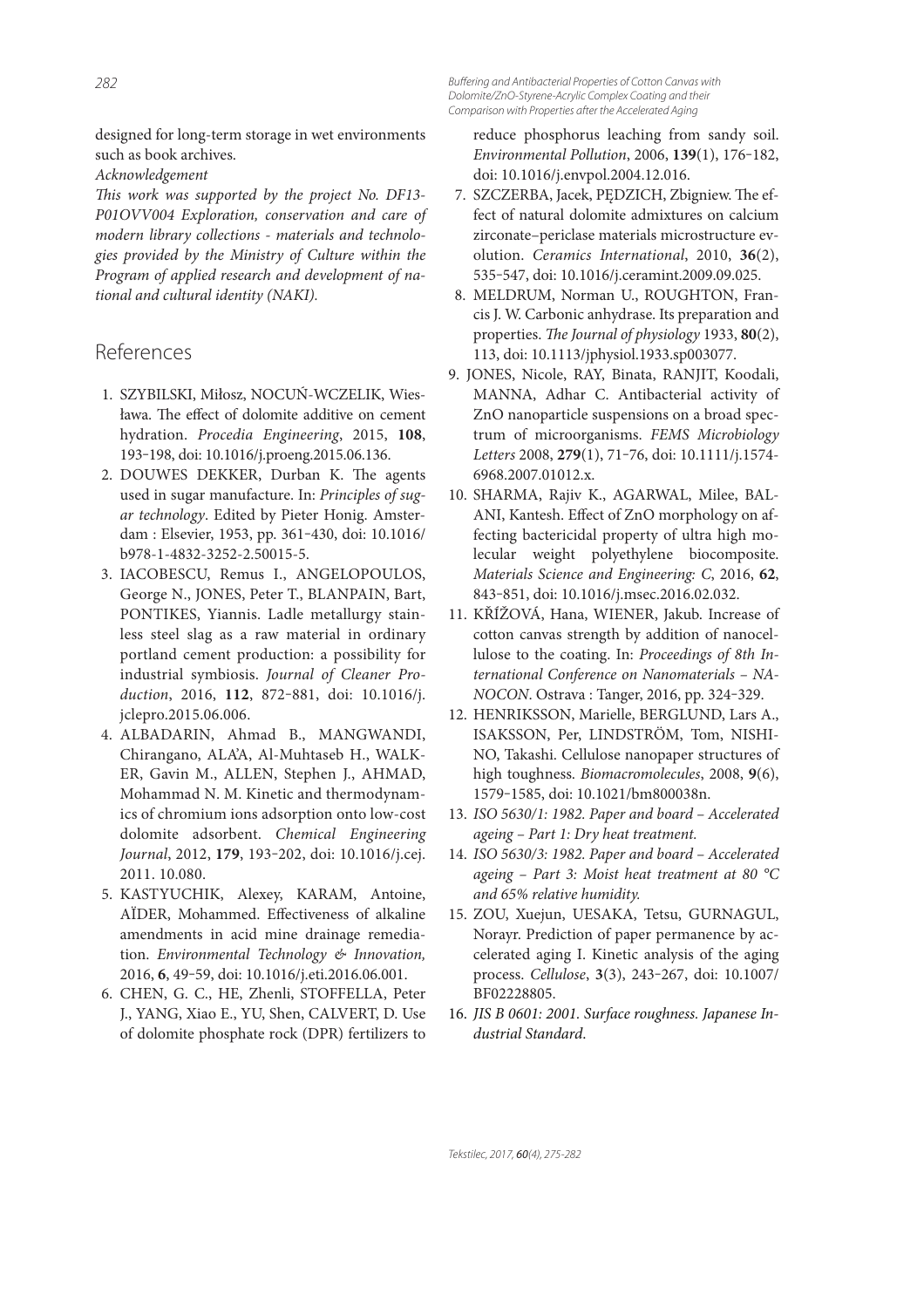designed for long-term storage in wet environments such as book archives.

*Acknowledgement*

*This work was supported by the project No. DF13-P01OVV004 Exploration, conservation and care of modern library collections - materials and technologies provided by the Ministry of Culture within the Program of applied research and development of national and cultural identity (NAKI).*

## References

1. SZYBILSKI, Miłosz, NOCUŃ-WCZELIK, Wiesława. The effect of dolomite additive on cement hydration. *Procedia Engineering*, 2015, **108**, 193−198, doi: 10.1016/j.proeng.2015.06.136.
2. DOUWES DEKKER, Durban K. The agents used in sugar manufacture. In: *Principles of sugar technology*. Edited by Pieter Honig. Amsterdam : Elsevier, 1953, pp. 361−430, doi: 10.1016/b978-1-4832-3252-2.50015-5.
3. IACOBESCU, Remus I., ANGELOPOULOS, George N., JONES, Peter T., BLANPAIN, Bart, PONTIKES, Yiannis. Ladle metallurgy stainless steel slag as a raw material in ordinary portland cement production: a possibility for industrial symbiosis. *Journal of Cleaner Production*, 2016, **112**, 872−881, doi: 10.1016/j.jclepro.2015.06.006.
4. ALBADARIN, Ahmad B., MANGWANDI, Chirangano, ALA'A, Al-Muhtaseb H., WALKER, Gavin M., ALLEN, Stephen J., AHMAD, Mohammad N. M. Kinetic and thermodynamics of chromium ions adsorption onto low-cost dolomite adsorbent. *Chemical Engineering Journal*, 2012, **179**, 193−202, doi: 10.1016/j.cej.2011. 10.080.
5. KASTYUCHIK, Alexey, KARAM, Antoine, AÏDER, Mohammed. Effectiveness of alkaline amendments in acid mine drainage remediation. *Environmental Technology & Innovation,* 2016, **6**, 49−59, doi: 10.1016/j.eti.2016.06.001.
6. CHEN, G. C., HE, Zhenli, STOFFELLA, Peter J., YANG, Xiao E., YU, Shen, CALVERT, D. Use of dolomite phosphate rock (DPR) fertilizers to reduce phosphorus leaching from sandy soil. *Environmental Pollution*, 2006, **139**(1), 176−182, doi: 10.1016/j.envpol.2004.12.016.
7. SZCZERBA, Jacek, PĘDZICH, Zbigniew. The effect of natural dolomite admixtures on calcium zirconate–periclase materials microstructure evolution. *Ceramics International*, 2010, **36**(2), 535−547, doi: 10.1016/j.ceramint.2009.09.025.
8. MELDRUM, Norman U., ROUGHTON, Francis J. W. Carbonic anhydrase. Its preparation and properties. *The Journal of physiology* 1933, **80**(2), 113, doi: 10.1113/jphysiol.1933.sp003077.
9. JONES, Nicole, RAY, Binata, RANJIT, Koodali, MANNA, Adhar C. Antibacterial activity of ZnO nanoparticle suspensions on a broad spectrum of microorganisms. *FEMS Microbiology Letters* 2008, **279**(1), 71−76, doi: 10.1111/j.1574-6968.2007.01012.x.
10. SHARMA, Rajiv K., AGARWAL, Milee, BALANI, Kantesh. Effect of ZnO morphology on affecting bactericidal property of ultra high molecular weight polyethylene biocomposite. *Materials Science and Engineering: C*, 2016, **62**, 843−851, doi: 10.1016/j.msec.2016.02.032.
11. KŘÍŽOVÁ, Hana, WIENER, Jakub. Increase of cotton canvas strength by addition of nanocellulose to the coating. In: *Proceedings of 8th International Conference on Nanomaterials – NANOCON*. Ostrava : Tanger, 2016, pp. 324−329.
12. HENRIKSSON, Marielle, BERGLUND, Lars A., ISAKSSON, Per, LINDSTRÖM, Tom, NISHINO, Takashi. Cellulose nanopaper structures of high toughness. *Biomacromolecules*, 2008, **9**(6), 1579−1585, doi: 10.1021/bm800038n.
13. *ISO 5630/1: 1982. Paper and board – Accelerated ageing – Part 1: Dry heat treatment.*
14. *ISO 5630/3: 1982. Paper and board – Accelerated ageing – Part 3: Moist heat treatment at 80 °C and 65% relative humidity.*
15. ZOU, Xuejun, UESAKA, Tetsu, GURNAGUL, Norayr. Prediction of paper permanence by accelerated aging I. Kinetic analysis of the aging process. *Cellulose*, **3**(3), 243−267, doi: 10.1007/BF02228805.
16. *JIS B 0601: 2001. Surface roughness. Japanese Industrial Standard.*